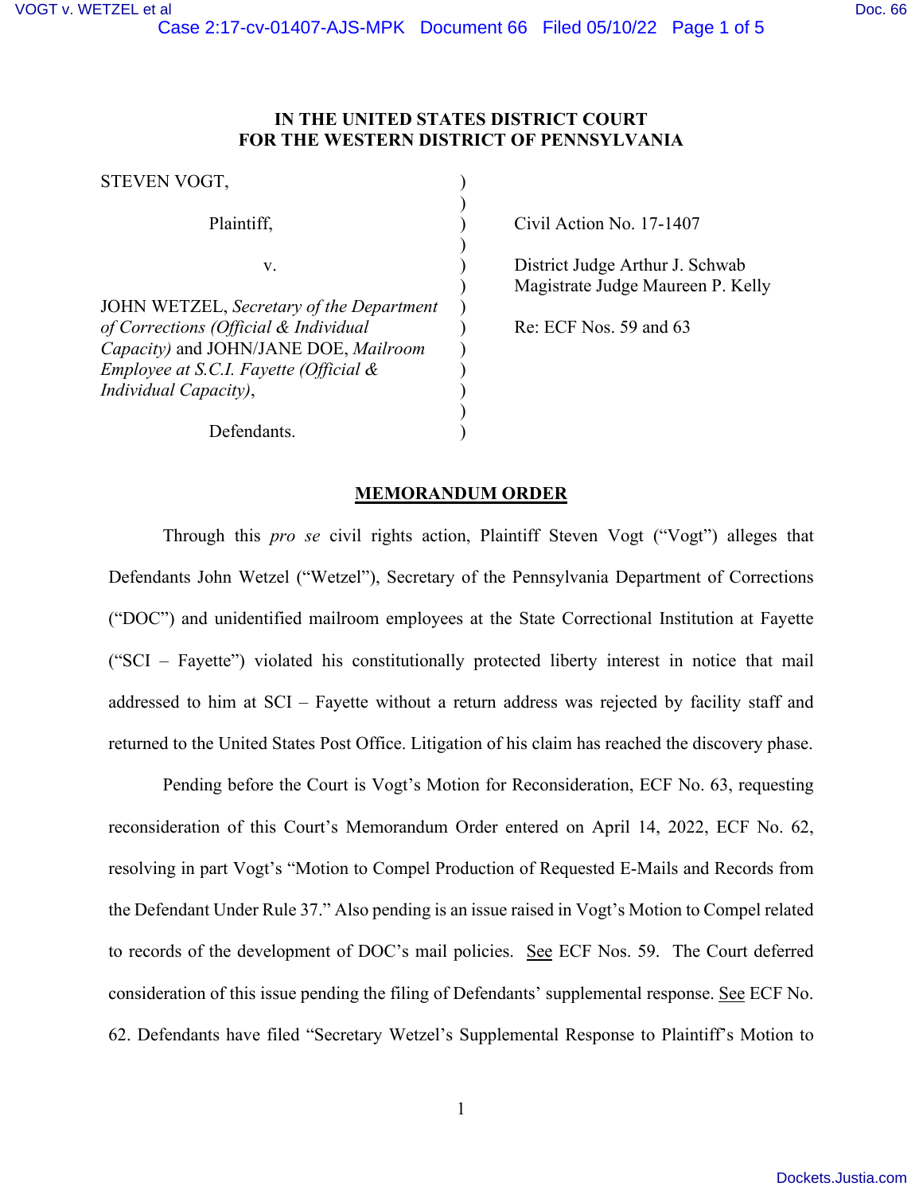**IN THE UNITED STATES DISTRICT COURT**
**FOR THE WESTERN DISTRICT OF PENNSYLVANIA**

| | | |
|---|---|---|
| STEVEN VOGT, | ) | |
| | ) | |
| Plaintiff, | ) | Civil Action No. 17-1407 |
| | ) | |
| v. | ) | District Judge Arthur J. Schwab |
| | ) | Magistrate Judge Maureen P. Kelly |
| JOHN WETZEL, *Secretary of the Department of Corrections (Official & Individual Capacity)* and JOHN/JANE DOE, *Mailroom Employee at S.C.I. Fayette (Official & Individual Capacity)*, | ) | Re: ECF Nos. 59 and 63 |
| | ) | |
| Defendants. | ) | |

**MEMORANDUM ORDER**

Through this *pro se* civil rights action, Plaintiff Steven Vogt ("Vogt") alleges that Defendants John Wetzel ("Wetzel"), Secretary of the Pennsylvania Department of Corrections ("DOC") and unidentified mailroom employees at the State Correctional Institution at Fayette ("SCI – Fayette") violated his constitutionally protected liberty interest in notice that mail addressed to him at SCI – Fayette without a return address was rejected by facility staff and returned to the United States Post Office. Litigation of his claim has reached the discovery phase.

Pending before the Court is Vogt's Motion for Reconsideration, ECF No. 63, requesting reconsideration of this Court's Memorandum Order entered on April 14, 2022, ECF No. 62, resolving in part Vogt's "Motion to Compel Production of Requested E-Mails and Records from the Defendant Under Rule 37." Also pending is an issue raised in Vogt's Motion to Compel related to records of the development of DOC's mail policies. See ECF Nos. 59. The Court deferred consideration of this issue pending the filing of Defendants' supplemental response. See ECF No. 62. Defendants have filed "Secretary Wetzel's Supplemental Response to Plaintiff's Motion to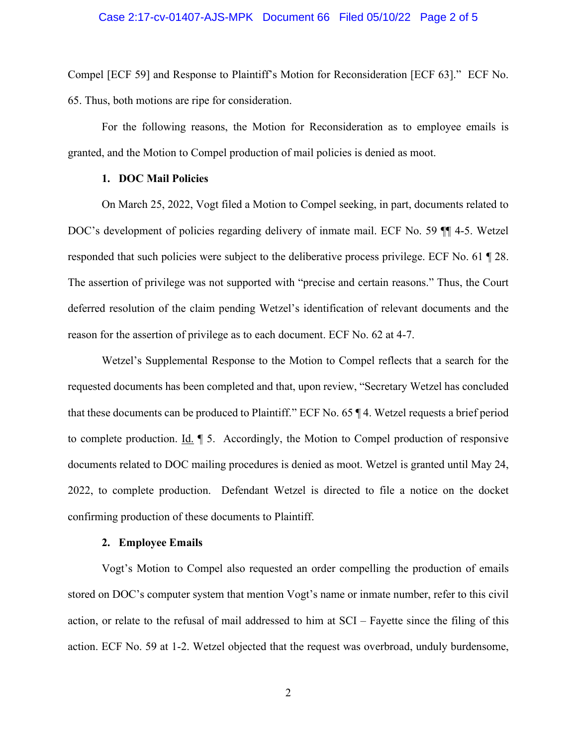Compel [ECF 59] and Response to Plaintiff's Motion for Reconsideration [ECF 63]." ECF No. 65. Thus, both motions are ripe for consideration.

For the following reasons, the Motion for Reconsideration as to employee emails is granted, and the Motion to Compel production of mail policies is denied as moot.

**1. DOC Mail Policies**

On March 25, 2022, Vogt filed a Motion to Compel seeking, in part, documents related to DOC's development of policies regarding delivery of inmate mail. ECF No. 59 ¶¶ 4-5. Wetzel responded that such policies were subject to the deliberative process privilege. ECF No. 61 ¶ 28. The assertion of privilege was not supported with "precise and certain reasons." Thus, the Court deferred resolution of the claim pending Wetzel's identification of relevant documents and the reason for the assertion of privilege as to each document. ECF No. 62 at 4-7.

Wetzel's Supplemental Response to the Motion to Compel reflects that a search for the requested documents has been completed and that, upon review, "Secretary Wetzel has concluded that these documents can be produced to Plaintiff." ECF No. 65 ¶ 4. Wetzel requests a brief period to complete production. Id. ¶ 5. Accordingly, the Motion to Compel production of responsive documents related to DOC mailing procedures is denied as moot. Wetzel is granted until May 24, 2022, to complete production. Defendant Wetzel is directed to file a notice on the docket confirming production of these documents to Plaintiff.

**2. Employee Emails**

Vogt's Motion to Compel also requested an order compelling the production of emails stored on DOC's computer system that mention Vogt's name or inmate number, refer to this civil action, or relate to the refusal of mail addressed to him at SCI – Fayette since the filing of this action. ECF No. 59 at 1-2. Wetzel objected that the request was overbroad, unduly burdensome,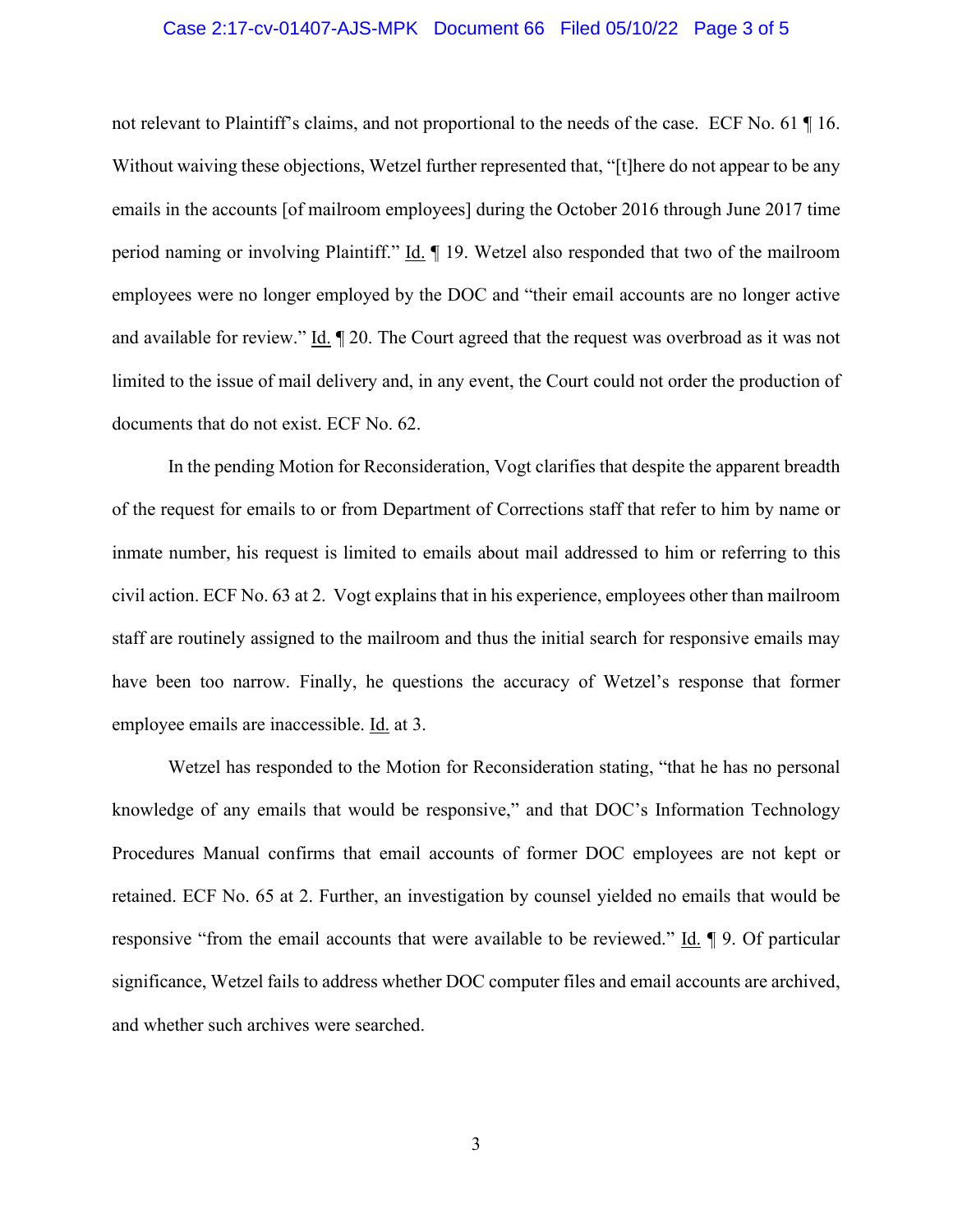not relevant to Plaintiff's claims, and not proportional to the needs of the case. ECF No. 61 ¶ 16. Without waiving these objections, Wetzel further represented that, "[t]here do not appear to be any emails in the accounts [of mailroom employees] during the October 2016 through June 2017 time period naming or involving Plaintiff." Id. ¶ 19. Wetzel also responded that two of the mailroom employees were no longer employed by the DOC and "their email accounts are no longer active and available for review." Id. ¶ 20. The Court agreed that the request was overbroad as it was not limited to the issue of mail delivery and, in any event, the Court could not order the production of documents that do not exist. ECF No. 62.

In the pending Motion for Reconsideration, Vogt clarifies that despite the apparent breadth of the request for emails to or from Department of Corrections staff that refer to him by name or inmate number, his request is limited to emails about mail addressed to him or referring to this civil action. ECF No. 63 at 2. Vogt explains that in his experience, employees other than mailroom staff are routinely assigned to the mailroom and thus the initial search for responsive emails may have been too narrow. Finally, he questions the accuracy of Wetzel's response that former employee emails are inaccessible. Id. at 3.

Wetzel has responded to the Motion for Reconsideration stating, "that he has no personal knowledge of any emails that would be responsive," and that DOC's Information Technology Procedures Manual confirms that email accounts of former DOC employees are not kept or retained. ECF No. 65 at 2. Further, an investigation by counsel yielded no emails that would be responsive "from the email accounts that were available to be reviewed." Id. ¶ 9. Of particular significance, Wetzel fails to address whether DOC computer files and email accounts are archived, and whether such archives were searched.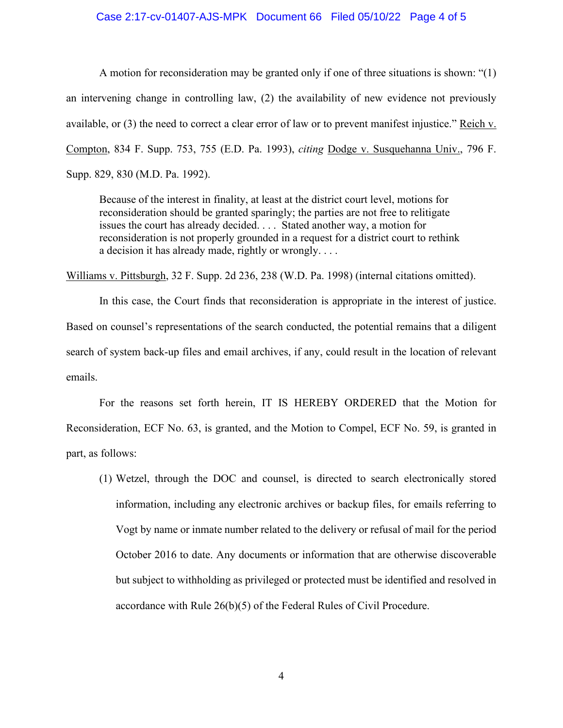A motion for reconsideration may be granted only if one of three situations is shown: "(1) an intervening change in controlling law, (2) the availability of new evidence not previously available, or (3) the need to correct a clear error of law or to prevent manifest injustice." Reich v. Compton, 834 F. Supp. 753, 755 (E.D. Pa. 1993), *citing* Dodge v. Susquehanna Univ., 796 F. Supp. 829, 830 (M.D. Pa. 1992).

> Because of the interest in finality, at least at the district court level, motions for reconsideration should be granted sparingly; the parties are not free to relitigate issues the court has already decided. . . . Stated another way, a motion for reconsideration is not properly grounded in a request for a district court to rethink a decision it has already made, rightly or wrongly. . . .

Williams v. Pittsburgh, 32 F. Supp. 2d 236, 238 (W.D. Pa. 1998) (internal citations omitted).

In this case, the Court finds that reconsideration is appropriate in the interest of justice. Based on counsel's representations of the search conducted, the potential remains that a diligent search of system back-up files and email archives, if any, could result in the location of relevant emails.

For the reasons set forth herein, IT IS HEREBY ORDERED that the Motion for Reconsideration, ECF No. 63, is granted, and the Motion to Compel, ECF No. 59, is granted in part, as follows:

(1) Wetzel, through the DOC and counsel, is directed to search electronically stored information, including any electronic archives or backup files, for emails referring to Vogt by name or inmate number related to the delivery or refusal of mail for the period October 2016 to date. Any documents or information that are otherwise discoverable but subject to withholding as privileged or protected must be identified and resolved in accordance with Rule 26(b)(5) of the Federal Rules of Civil Procedure.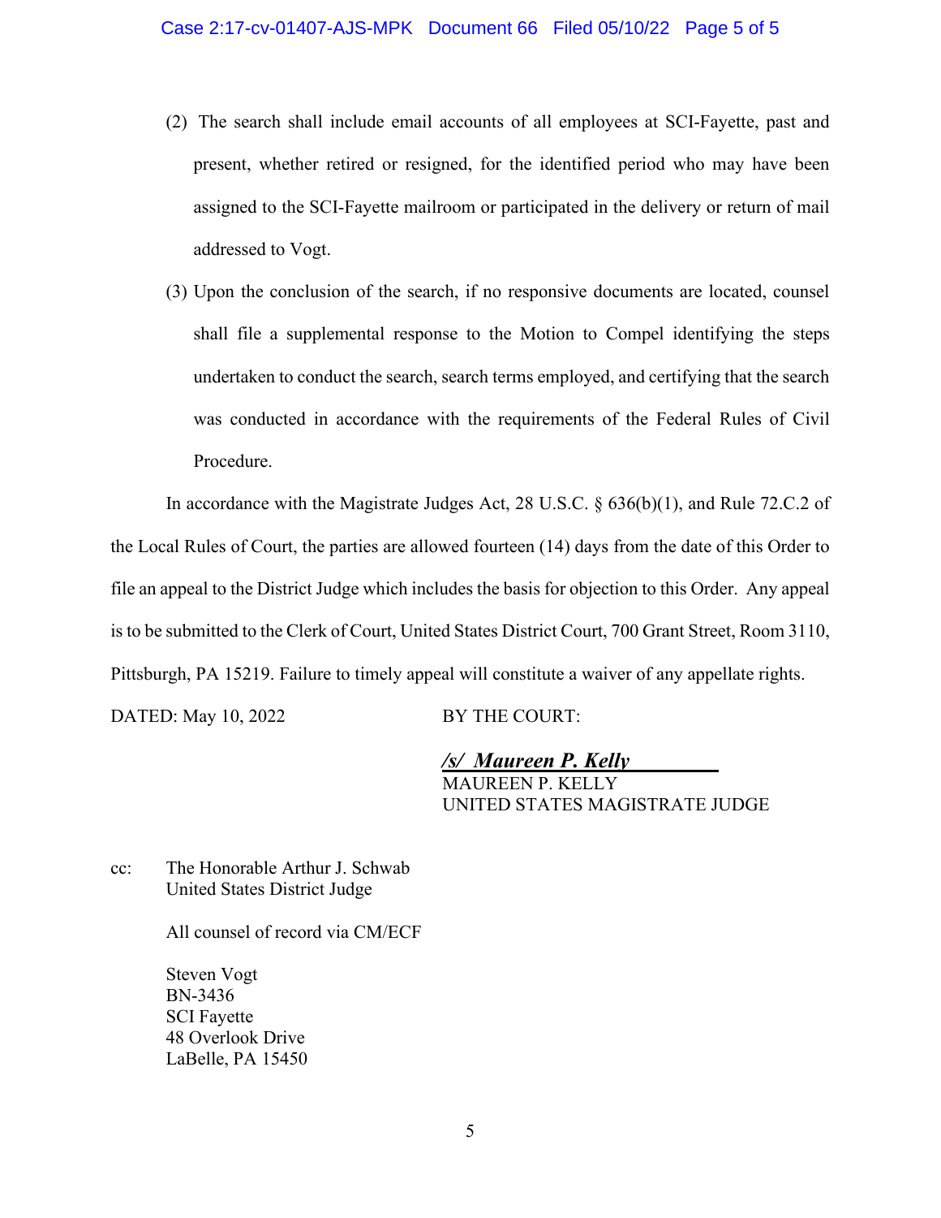(2) The search shall include email accounts of all employees at SCI-Fayette, past and present, whether retired or resigned, for the identified period who may have been assigned to the SCI-Fayette mailroom or participated in the delivery or return of mail addressed to Vogt.

(3) Upon the conclusion of the search, if no responsive documents are located, counsel shall file a supplemental response to the Motion to Compel identifying the steps undertaken to conduct the search, search terms employed, and certifying that the search was conducted in accordance with the requirements of the Federal Rules of Civil Procedure.

In accordance with the Magistrate Judges Act, 28 U.S.C. § 636(b)(1), and Rule 72.C.2 of the Local Rules of Court, the parties are allowed fourteen (14) days from the date of this Order to file an appeal to the District Judge which includes the basis for objection to this Order. Any appeal is to be submitted to the Clerk of Court, United States District Court, 700 Grant Street, Room 3110, Pittsburgh, PA 15219. Failure to timely appeal will constitute a waiver of any appellate rights.

DATED: May 10, 2022

BY THE COURT:

***/s/ Maureen P. Kelly***
MAUREEN P. KELLY
UNITED STATES MAGISTRATE JUDGE

cc: The Honorable Arthur J. Schwab
United States District Judge

All counsel of record via CM/ECF

Steven Vogt
BN-3436
SCI Fayette
48 Overlook Drive
LaBelle, PA 15450